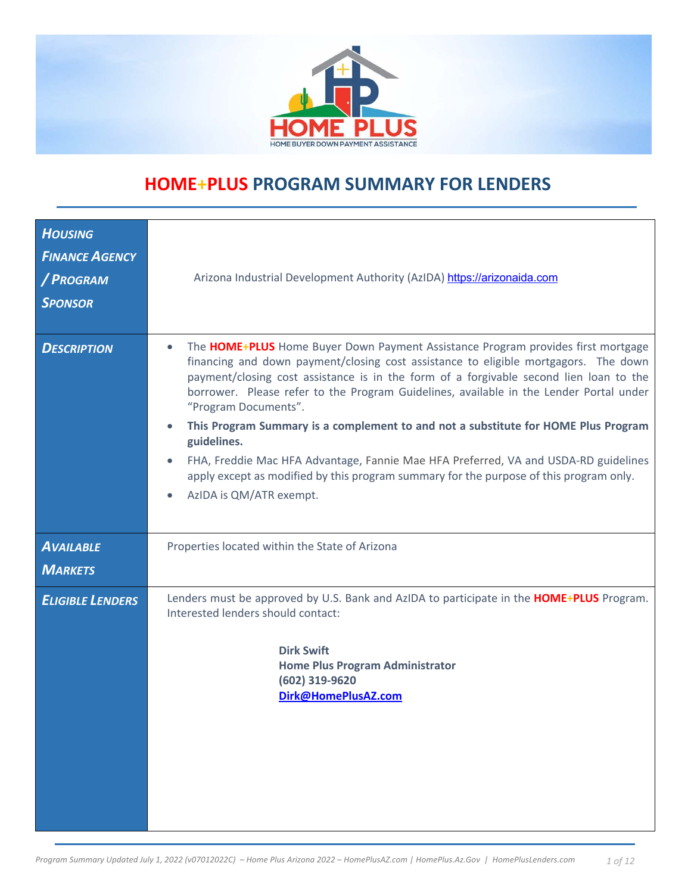# HOME+PLUS PROGRAM SUMMARY FOR LENDERS

| | |
|---|---|
| ***Housing Finance Agency / Program Sponsor*** | Arizona Industrial Development Authority (AzIDA) https://arizonaida.com |
| ***Description*** | • The **HOME+PLUS** Home Buyer Down Payment Assistance Program provides first mortgage financing and down payment/closing cost assistance to eligible mortgagors. The down payment/closing cost assistance is in the form of a forgivable second lien loan to the borrower. Please refer to the Program Guidelines, available in the Lender Portal under "Program Documents".<br>• **This Program Summary is a complement to and not a substitute for HOME Plus Program guidelines.**<br>• FHA, Freddie Mac HFA Advantage, Fannie Mae HFA Preferred, VA and USDA-RD guidelines apply except as modified by this program summary for the purpose of this program only.<br>• AzIDA is QM/ATR exempt. |
| ***Available Markets*** | Properties located within the State of Arizona |
| ***Eligible Lenders*** | Lenders must be approved by U.S. Bank and AzIDA to participate in the **HOME+PLUS** Program. Interested lenders should contact:<br><br>**Dirk Swift**<br>**Home Plus Program Administrator**<br>**(602) 319-9620**<br>**Dirk@HomePlusAZ.com** |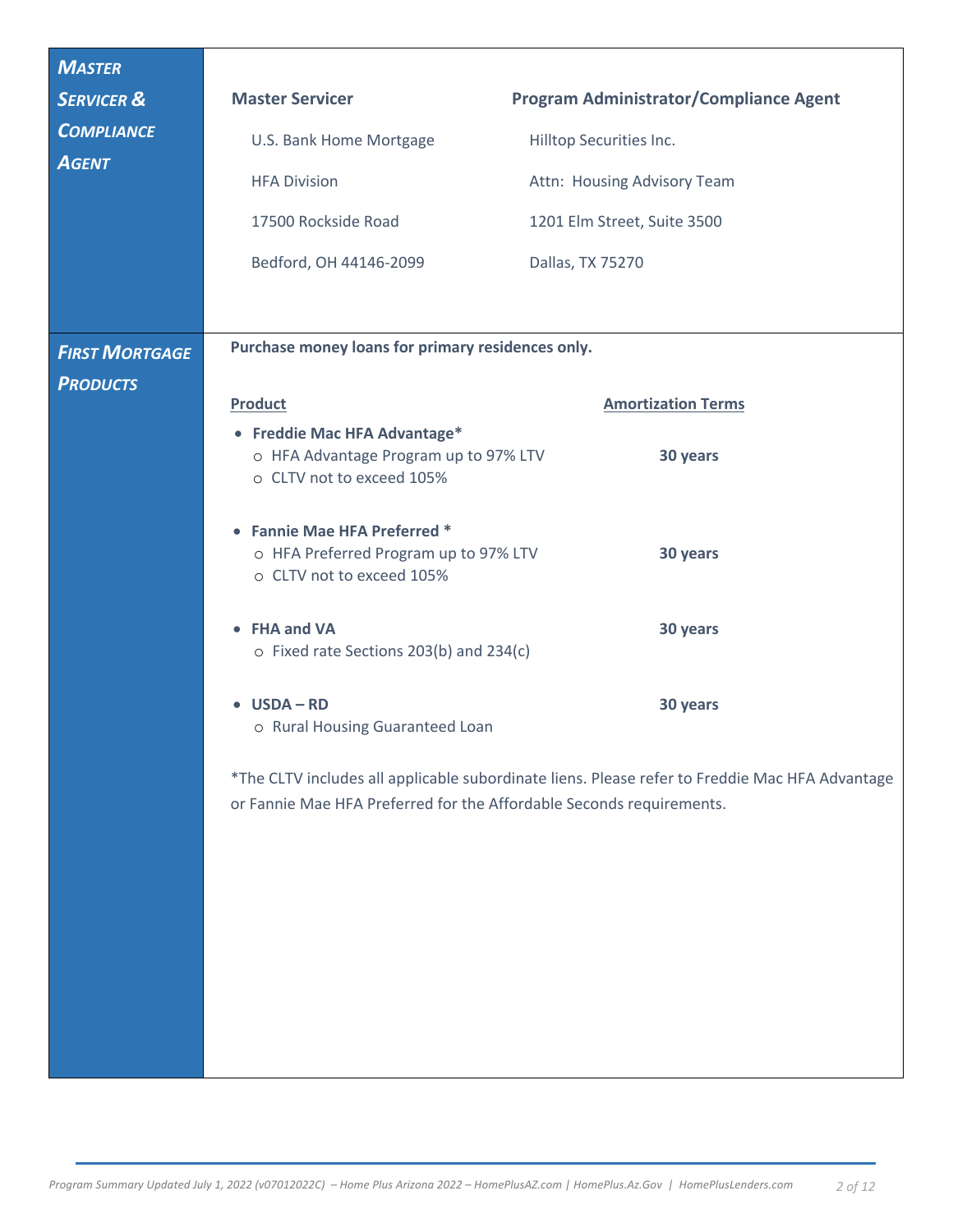## Master Servicer & Compliance Agent

| Master Servicer | Program Administrator/Compliance Agent |
| --- | --- |
| U.S. Bank Home Mortgage | Hilltop Securities Inc. |
| HFA Division | Attn: Housing Advisory Team |
| 17500 Rockside Road | 1201 Elm Street, Suite 3500 |
| Bedford, OH 44146-2099 | Dallas, TX 75270 |

## First Mortgage Products

**Purchase money loans for primary residences only.**

| Product | Amortization Terms |
| --- | --- |
| • **Freddie Mac HFA Advantage***<br>○ HFA Advantage Program up to 97% LTV<br>○ CLTV not to exceed 105% | **30 years** |
| • **Fannie Mae HFA Preferred ***<br>○ HFA Preferred Program up to 97% LTV<br>○ CLTV not to exceed 105% | **30 years** |
| • **FHA and VA**<br>○ Fixed rate Sections 203(b) and 234(c) | **30 years** |
| • **USDA – RD**<br>○ Rural Housing Guaranteed Loan | **30 years** |

*The CLTV includes all applicable subordinate liens. Please refer to Freddie Mac HFA Advantage or Fannie Mae HFA Preferred for the Affordable Seconds requirements.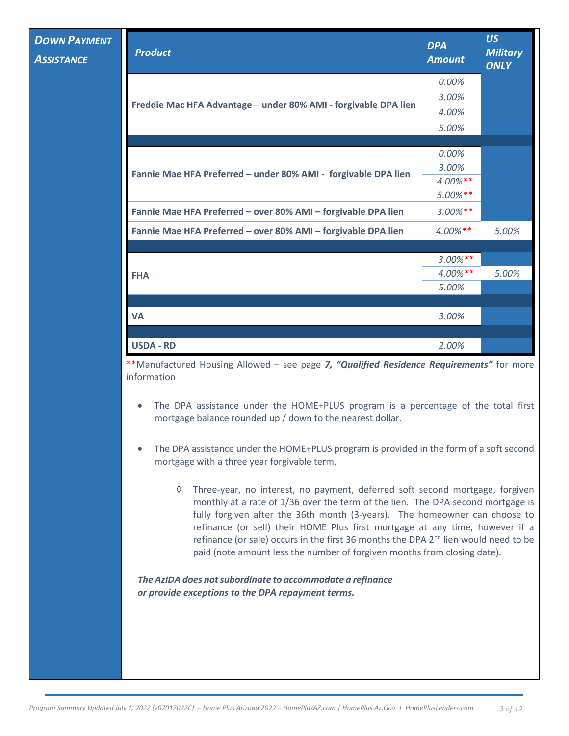## Down Payment Assistance

| Product | DPA Amount | US Military ONLY |
|---|---|---|
| Freddie Mac HFA Advantage – under 80% AMI - forgivable DPA lien | 0.00% | |
| | 3.00% | |
| | 4.00% | |
| | 5.00% | |
| Fannie Mae HFA Preferred – under 80% AMI - forgivable DPA lien | 0.00% | |
| | 3.00% | |
| | 4.00%** | |
| | 5.00%** | |
| Fannie Mae HFA Preferred – over 80% AMI – forgivable DPA lien | 3.00%** | |
| Fannie Mae HFA Preferred – over 80% AMI – forgivable DPA lien | 4.00%** | 5.00% |
| FHA | 3.00%** | |
| | 4.00%** | 5.00% |
| | 5.00% | |
| VA | 3.00% | |
| USDA - RD | 2.00% | |

**Manufactured Housing Allowed – see page ***7, "Qualified Residence Requirements"*** for more information

- The DPA assistance under the HOME+PLUS program is a percentage of the total first mortgage balance rounded up / down to the nearest dollar.
- The DPA assistance under the HOME+PLUS program is provided in the form of a soft second mortgage with a three year forgivable term.
  - ◊ Three-year, no interest, no payment, deferred soft second mortgage, forgiven monthly at a rate of 1/36 over the term of the lien. The DPA second mortgage is fully forgiven after the 36th month (3-years). The homeowner can choose to refinance (or sell) their HOME Plus first mortgage at any time, however if a refinance (or sale) occurs in the first 36 months the DPA 2nd lien would need to be paid (note amount less the number of forgiven months from closing date).

***The AzIDA does not subordinate to accommodate a refinance or provide exceptions to the DPA repayment terms.***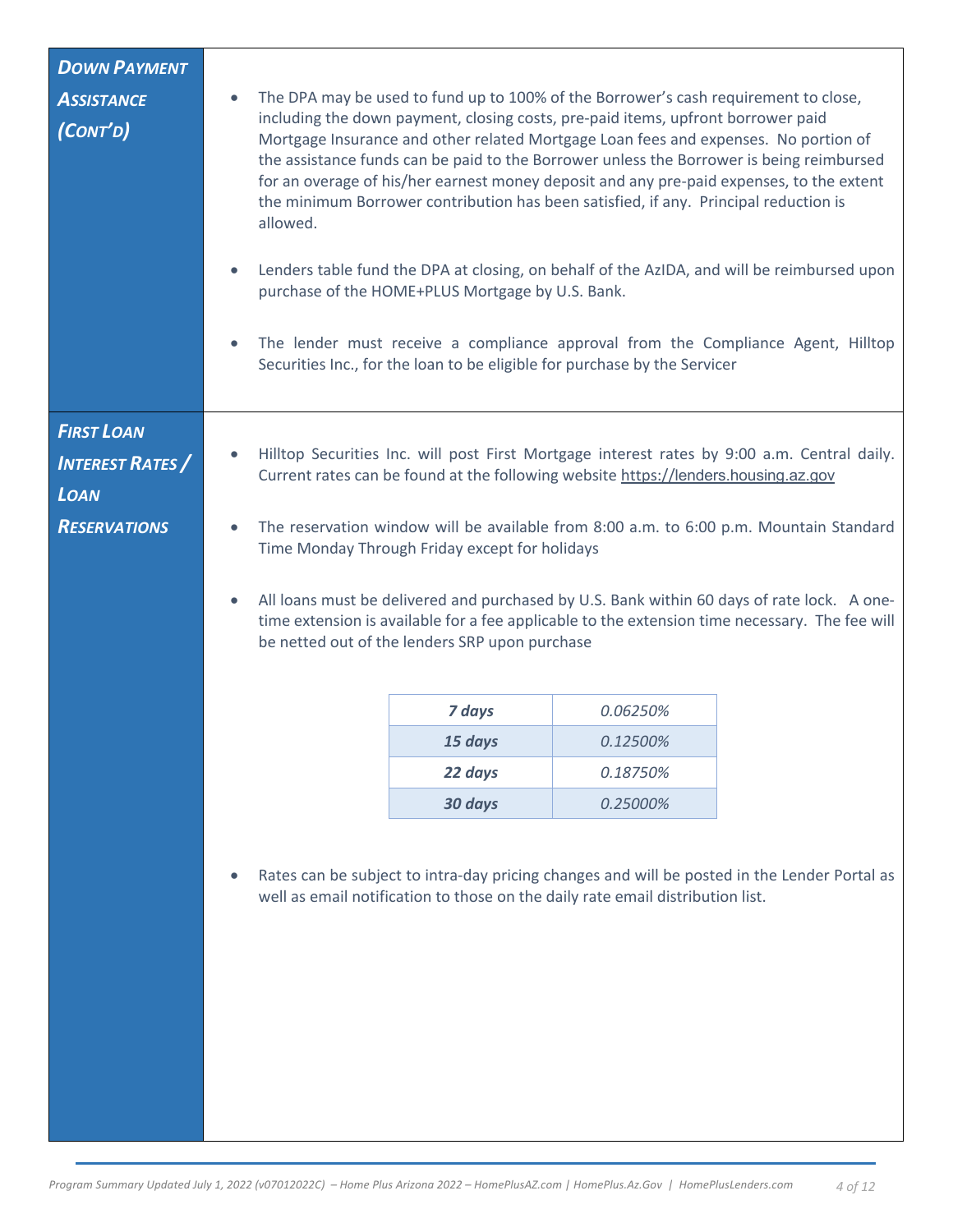## Down Payment Assistance (Cont'd)

- The DPA may be used to fund up to 100% of the Borrower's cash requirement to close, including the down payment, closing costs, pre-paid items, upfront borrower paid Mortgage Insurance and other related Mortgage Loan fees and expenses. No portion of the assistance funds can be paid to the Borrower unless the Borrower is being reimbursed for an overage of his/her earnest money deposit and any pre-paid expenses, to the extent the minimum Borrower contribution has been satisfied, if any. Principal reduction is allowed.

- Lenders table fund the DPA at closing, on behalf of the AzIDA, and will be reimbursed upon purchase of the HOME+PLUS Mortgage by U.S. Bank.

- The lender must receive a compliance approval from the Compliance Agent, Hilltop Securities Inc., for the loan to be eligible for purchase by the Servicer

## First Loan Interest Rates / Loan Reservations

- Hilltop Securities Inc. will post First Mortgage interest rates by 9:00 a.m. Central daily. Current rates can be found at the following website https://lenders.housing.az.gov

- The reservation window will be available from 8:00 a.m. to 6:00 p.m. Mountain Standard Time Monday Through Friday except for holidays

- All loans must be delivered and purchased by U.S. Bank within 60 days of rate lock. A one-time extension is available for a fee applicable to the extension time necessary. The fee will be netted out of the lenders SRP upon purchase

| Extension | Fee |
|---|---|
| ***7 days*** | *0.06250%* |
| ***15 days*** | *0.12500%* |
| ***22 days*** | *0.18750%* |
| ***30 days*** | *0.25000%* |

- Rates can be subject to intra-day pricing changes and will be posted in the Lender Portal as well as email notification to those on the daily rate email distribution list.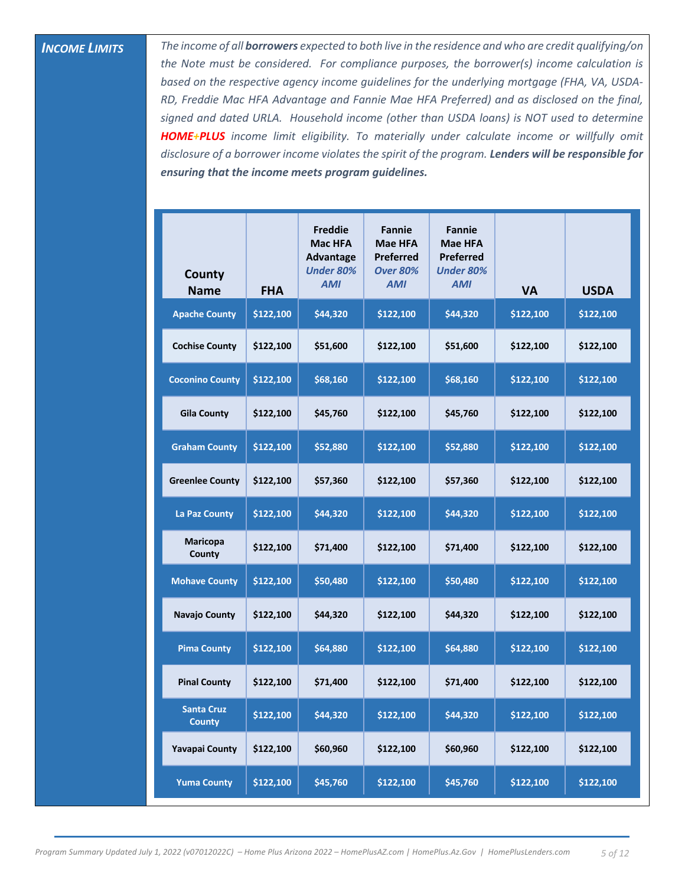## *INCOME LIMITS*

*The income of all **borrowers** expected to both live in the residence and who are credit qualifying/on the Note must be considered. For compliance purposes, the borrower(s) income calculation is based on the respective agency income guidelines for the underlying mortgage (FHA, VA, USDA-RD, Freddie Mac HFA Advantage and Fannie Mae HFA Preferred) and as disclosed on the final, signed and dated URLA. Household income (other than USDA loans) is NOT used to determine **HOME+PLUS** income limit eligibility. To materially under calculate income or willfully omit disclosure of a borrower income violates the spirit of the program. **Lenders will be responsible for ensuring that the income meets program guidelines.***

| County Name | FHA | Freddie Mac HFA Advantage *Under 80% AMI* | Fannie Mae HFA Preferred *Over 80% AMI* | Fannie Mae HFA Preferred *Under 80% AMI* | VA | USDA |
|---|---|---|---|---|---|---|
| Apache County | $122,100 | $44,320 | $122,100 | $44,320 | $122,100 | $122,100 |
| Cochise County | $122,100 | $51,600 | $122,100 | $51,600 | $122,100 | $122,100 |
| Coconino County | $122,100 | $68,160 | $122,100 | $68,160 | $122,100 | $122,100 |
| Gila County | $122,100 | $45,760 | $122,100 | $45,760 | $122,100 | $122,100 |
| Graham County | $122,100 | $52,880 | $122,100 | $52,880 | $122,100 | $122,100 |
| Greenlee County | $122,100 | $57,360 | $122,100 | $57,360 | $122,100 | $122,100 |
| La Paz County | $122,100 | $44,320 | $122,100 | $44,320 | $122,100 | $122,100 |
| Maricopa County | $122,100 | $71,400 | $122,100 | $71,400 | $122,100 | $122,100 |
| Mohave County | $122,100 | $50,480 | $122,100 | $50,480 | $122,100 | $122,100 |
| Navajo County | $122,100 | $44,320 | $122,100 | $44,320 | $122,100 | $122,100 |
| Pima County | $122,100 | $64,880 | $122,100 | $64,880 | $122,100 | $122,100 |
| Pinal County | $122,100 | $71,400 | $122,100 | $71,400 | $122,100 | $122,100 |
| Santa Cruz County | $122,100 | $44,320 | $122,100 | $44,320 | $122,100 | $122,100 |
| Yavapai County | $122,100 | $60,960 | $122,100 | $60,960 | $122,100 | $122,100 |
| Yuma County | $122,100 | $45,760 | $122,100 | $45,760 | $122,100 | $122,100 |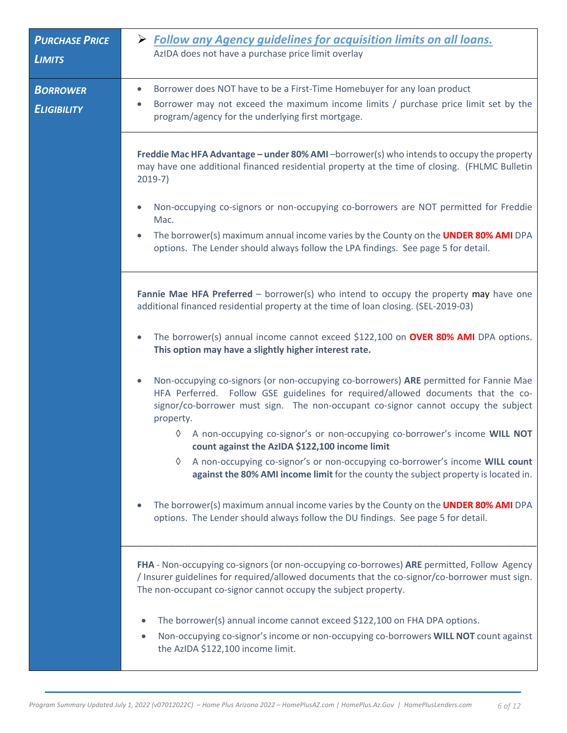## PURCHASE PRICE LIMITS

- ***Follow any Agency guidelines for acquisition limits on all loans.***
  AzIDA does not have a purchase price limit overlay

## BORROWER ELIGIBILITY

- Borrower does NOT have to be a First-Time Homebuyer for any loan product
- Borrower may not exceed the maximum income limits / purchase price limit set by the program/agency for the underlying first mortgage.

**Freddie Mac HFA Advantage – under 80% AMI** –borrower(s) who intends to occupy the property may have one additional financed residential property at the time of closing. (FHLMC Bulletin 2019-7)

- Non-occupying co-signors or non-occupying co-borrowers are NOT permitted for Freddie Mac.
- The borrower(s) maximum annual income varies by the County on the **UNDER 80% AMI** DPA options. The Lender should always follow the LPA findings. See page 5 for detail.

**Fannie Mae HFA Preferred** – borrower(s) who intend to occupy the property may have one additional financed residential property at the time of loan closing. (SEL-2019-03)

- The borrower(s) annual income cannot exceed $122,100 on **OVER 80% AMI** DPA options. **This option may have a slightly higher interest rate.**
- Non-occupying co-signors (or non-occupying co-borrowers) **ARE** permitted for Fannie Mae HFA Perferred. Follow GSE guidelines for required/allowed documents that the co-signor/co-borrower must sign. The non-occupant co-signor cannot occupy the subject property.
  - ◊ A non-occupying co-signor's or non-occupying co-borrower's income **WILL NOT count against the AzIDA $122,100 income limit**
  - ◊ A non-occupying co-signor's or non-occupying co-borrower's income **WILL count against the 80% AMI income limit** for the county the subject property is located in.
- The borrower(s) maximum annual income varies by the County on the **UNDER 80% AMI** DPA options. The Lender should always follow the DU findings. See page 5 for detail.

**FHA** - Non-occupying co-signors (or non-occupying co-borrowes) **ARE** permitted, Follow Agency / Insurer guidelines for required/allowed documents that the co-signor/co-borrower must sign. The non-occupant co-signor cannot occupy the subject property.

- The borrower(s) annual income cannot exceed $122,100 on FHA DPA options.
- Non-occupying co-signor's income or non-occupying co-borrowers **WILL NOT** count against the AzIDA $122,100 income limit.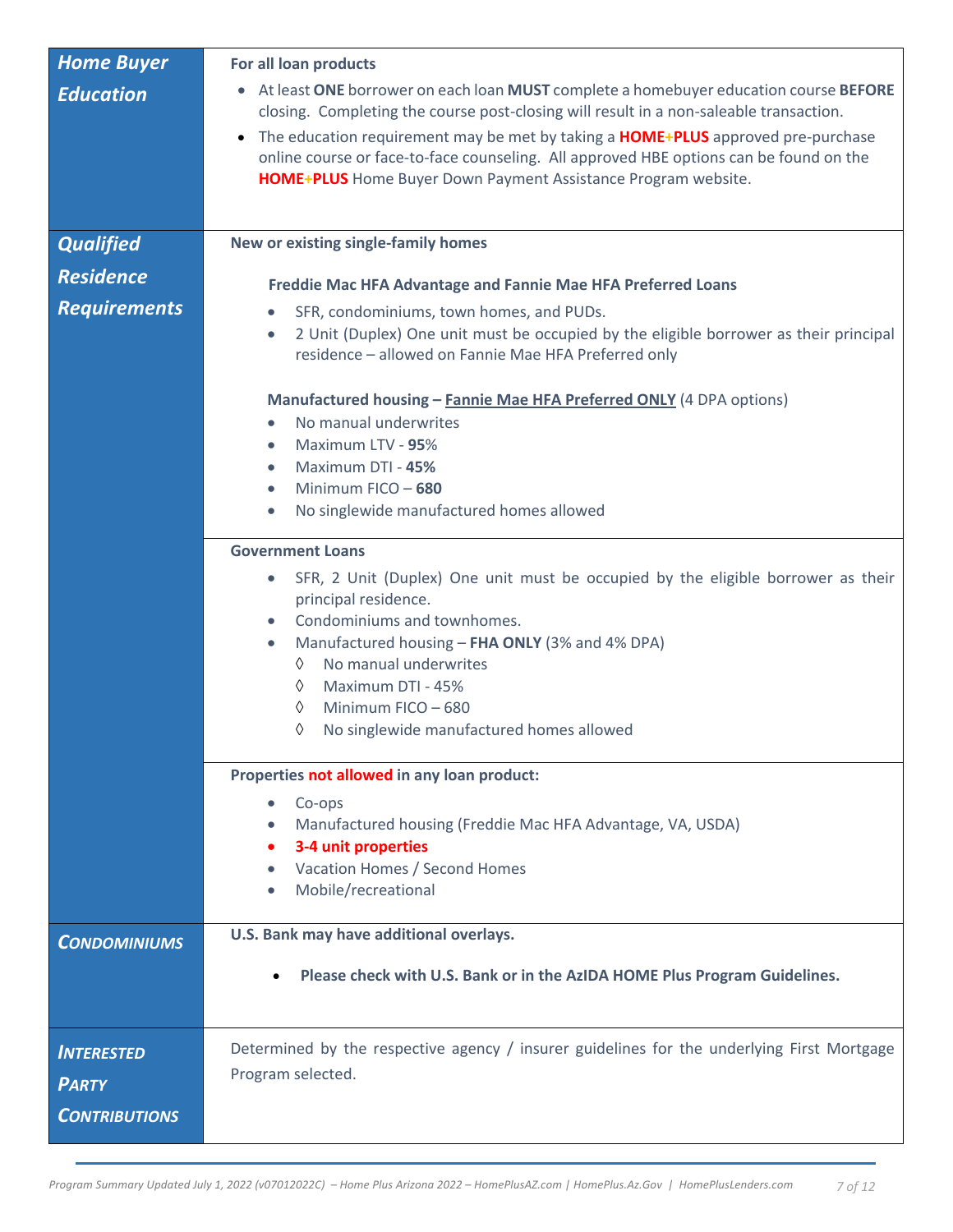| | |
|---|---|
| ***Home Buyer Education*** | **For all loan products**<br>• At least **ONE** borrower on each loan **MUST** complete a homebuyer education course **BEFORE** closing. Completing the course post-closing will result in a non-saleable transaction.<br>• The education requirement may be met by taking a **HOME+PLUS** approved pre-purchase online course or face-to-face counseling. All approved HBE options can be found on the **HOME+PLUS** Home Buyer Down Payment Assistance Program website. |
| ***Qualified Residence Requirements*** | **New or existing single-family homes**<br><br>**Freddie Mac HFA Advantage and Fannie Mae HFA Preferred Loans**<br>• SFR, condominiums, town homes, and PUDs.<br>• 2 Unit (Duplex) One unit must be occupied by the eligible borrower as their principal residence – allowed on Fannie Mae HFA Preferred only<br><br>**Manufactured housing – Fannie Mae HFA Preferred ONLY** (4 DPA options)<br>• No manual underwrites<br>• Maximum LTV - **95**%<br>• Maximum DTI - **45%**<br>• Minimum FICO – **680**<br>• No singlewide manufactured homes allowed |
| | **Government Loans**<br>• SFR, 2 Unit (Duplex) One unit must be occupied by the eligible borrower as their principal residence.<br>• Condominiums and townhomes.<br>• Manufactured housing – **FHA ONLY** (3% and 4% DPA)<br>◊ No manual underwrites<br>◊ Maximum DTI - 45%<br>◊ Minimum FICO – 680<br>◊ No singlewide manufactured homes allowed |
| | **Properties not allowed in any loan product:**<br>• Co-ops<br>• Manufactured housing (Freddie Mac HFA Advantage, VA, USDA)<br>• **3-4 unit properties**<br>• Vacation Homes / Second Homes<br>• Mobile/recreational |
| ***Condominiums*** | **U.S. Bank may have additional overlays.**<br>• **Please check with U.S. Bank or in the AzIDA HOME Plus Program Guidelines.** |
| ***Interested Party Contributions*** | Determined by the respective agency / insurer guidelines for the underlying First Mortgage Program selected. |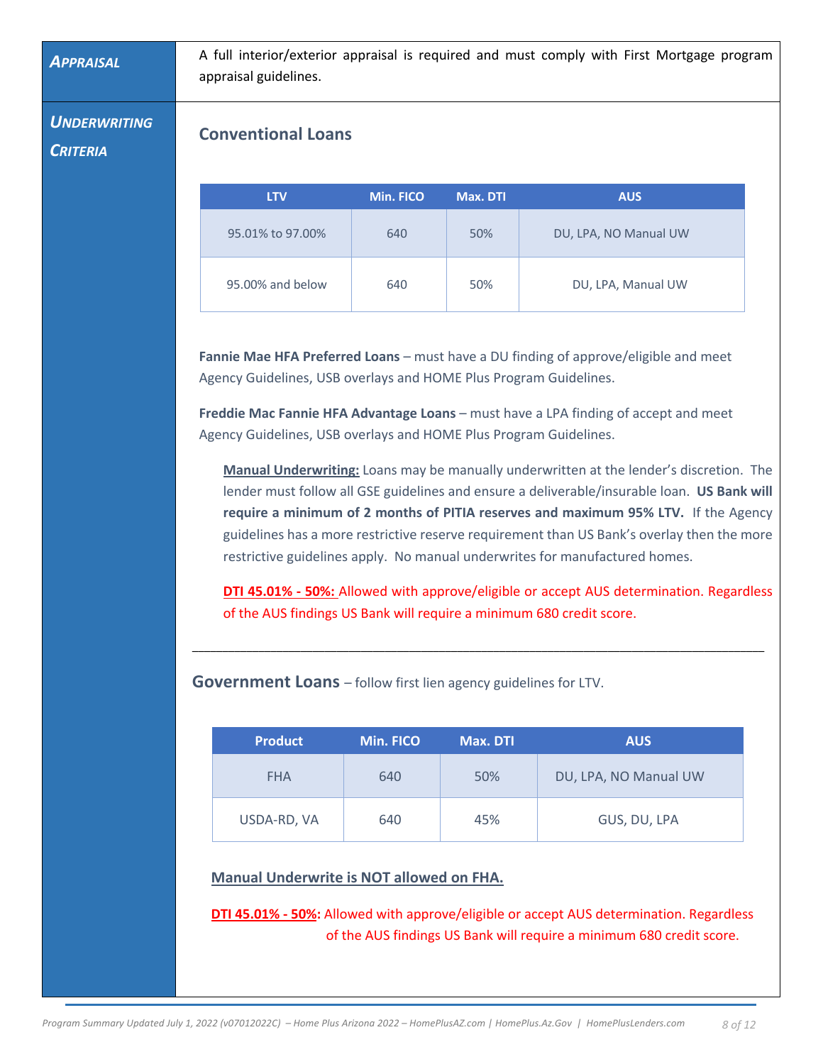**APPRAISAL**

A full interior/exterior appraisal is required and must comply with First Mortgage program appraisal guidelines.

**UNDERWRITING CRITERIA**

## Conventional Loans

| LTV | Min. FICO | Max. DTI | AUS |
|---|---|---|---|
| 95.01% to 97.00% | 640 | 50% | DU, LPA, NO Manual UW |
| 95.00% and below | 640 | 50% | DU, LPA, Manual UW |

**Fannie Mae HFA Preferred Loans** – must have a DU finding of approve/eligible and meet Agency Guidelines, USB overlays and HOME Plus Program Guidelines.

**Freddie Mac Fannie HFA Advantage Loans** – must have a LPA finding of accept and meet Agency Guidelines, USB overlays and HOME Plus Program Guidelines.

**Manual Underwriting:** Loans may be manually underwritten at the lender's discretion. The lender must follow all GSE guidelines and ensure a deliverable/insurable loan. **US Bank will require a minimum of 2 months of PITIA reserves and maximum 95% LTV.** If the Agency guidelines has a more restrictive reserve requirement than US Bank's overlay then the more restrictive guidelines apply. No manual underwrites for manufactured homes.

**DTI 45.01% - 50%:** Allowed with approve/eligible or accept AUS determination. Regardless of the AUS findings US Bank will require a minimum 680 credit score.

---

## Government Loans – follow first lien agency guidelines for LTV.

| Product | Min. FICO | Max. DTI | AUS |
|---|---|---|---|
| FHA | 640 | 50% | DU, LPA, NO Manual UW |
| USDA-RD, VA | 640 | 45% | GUS, DU, LPA |

**Manual Underwrite is NOT allowed on FHA.**

**DTI 45.01% - 50%:** Allowed with approve/eligible or accept AUS determination. Regardless of the AUS findings US Bank will require a minimum 680 credit score.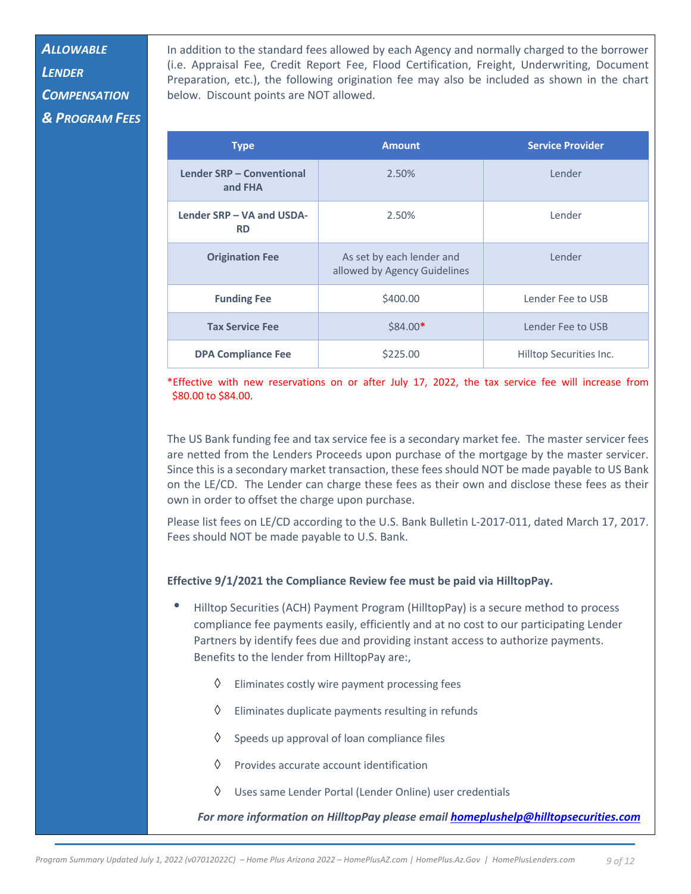## Allowable Lender Compensation & Program Fees

In addition to the standard fees allowed by each Agency and normally charged to the borrower (i.e. Appraisal Fee, Credit Report Fee, Flood Certification, Freight, Underwriting, Document Preparation, etc.), the following origination fee may also be included as shown in the chart below. Discount points are NOT allowed.

| Type | Amount | Service Provider |
|---|---|---|
| **Lender SRP – Conventional and FHA** | 2.50% | Lender |
| **Lender SRP – VA and USDA-RD** | 2.50% | Lender |
| **Origination Fee** | As set by each lender and allowed by Agency Guidelines | Lender |
| **Funding Fee** | $400.00 | Lender Fee to USB |
| **Tax Service Fee** | $84.00* | Lender Fee to USB |
| **DPA Compliance Fee** | $225.00 | Hilltop Securities Inc. |

*Effective with new reservations on or after July 17, 2022, the tax service fee will increase from $80.00 to $84.00.

The US Bank funding fee and tax service fee is a secondary market fee. The master servicer fees are netted from the Lenders Proceeds upon purchase of the mortgage by the master servicer. Since this is a secondary market transaction, these fees should NOT be made payable to US Bank on the LE/CD. The Lender can charge these fees as their own and disclose these fees as their own in order to offset the charge upon purchase.

Please list fees on LE/CD according to the U.S. Bank Bulletin L-2017-011, dated March 17, 2017. Fees should NOT be made payable to U.S. Bank.

**Effective 9/1/2021 the Compliance Review fee must be paid via HilltopPay.**

- Hilltop Securities (ACH) Payment Program (HilltopPay) is a secure method to process compliance fee payments easily, efficiently and at no cost to our participating Lender Partners by identify fees due and providing instant access to authorize payments. Benefits to the lender from HilltopPay are:,
  - Eliminates costly wire payment processing fees
  - Eliminates duplicate payments resulting in refunds
  - Speeds up approval of loan compliance files
  - Provides accurate account identification
  - Uses same Lender Portal (Lender Online) user credentials

***For more information on HilltopPay please email [homeplushelp@hilltopsecurities.com](mailto:homeplushelp@hilltopsecurities.com)***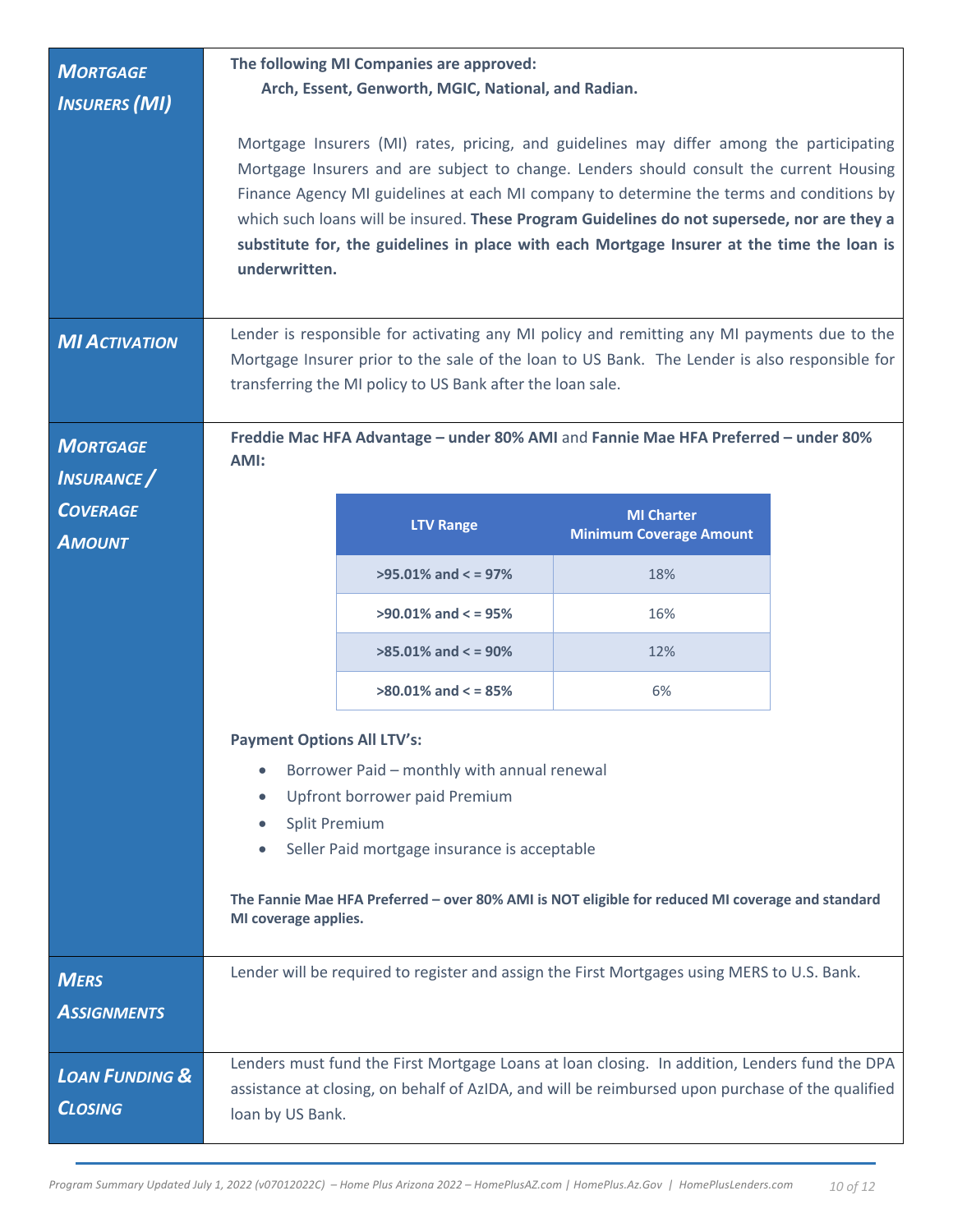## Mortgage Insurers (MI)

**The following MI Companies are approved:**
**Arch, Essent, Genworth, MGIC, National, and Radian.**

Mortgage Insurers (MI) rates, pricing, and guidelines may differ among the participating Mortgage Insurers and are subject to change. Lenders should consult the current Housing Finance Agency MI guidelines at each MI company to determine the terms and conditions by which such loans will be insured. **These Program Guidelines do not supersede, nor are they a substitute for, the guidelines in place with each Mortgage Insurer at the time the loan is underwritten.**

## MI Activation

Lender is responsible for activating any MI policy and remitting any MI payments due to the Mortgage Insurer prior to the sale of the loan to US Bank. The Lender is also responsible for transferring the MI policy to US Bank after the loan sale.

## Mortgage Insurance / Coverage Amount

**Freddie Mac HFA Advantage – under 80% AMI** and **Fannie Mae HFA Preferred – under 80% AMI:**

| LTV Range | MI Charter Minimum Coverage Amount |
|---|---|
| >95.01% and < = 97% | 18% |
| >90.01% and < = 95% | 16% |
| >85.01% and < = 90% | 12% |
| >80.01% and < = 85% | 6% |

**Payment Options All LTV's:**

- Borrower Paid – monthly with annual renewal
- Upfront borrower paid Premium
- Split Premium
- Seller Paid mortgage insurance is acceptable

**The Fannie Mae HFA Preferred – over 80% AMI is NOT eligible for reduced MI coverage and standard MI coverage applies.**

## MERS Assignments

Lender will be required to register and assign the First Mortgages using MERS to U.S. Bank.

## Loan Funding & Closing

Lenders must fund the First Mortgage Loans at loan closing. In addition, Lenders fund the DPA assistance at closing, on behalf of AzIDA, and will be reimbursed upon purchase of the qualified loan by US Bank.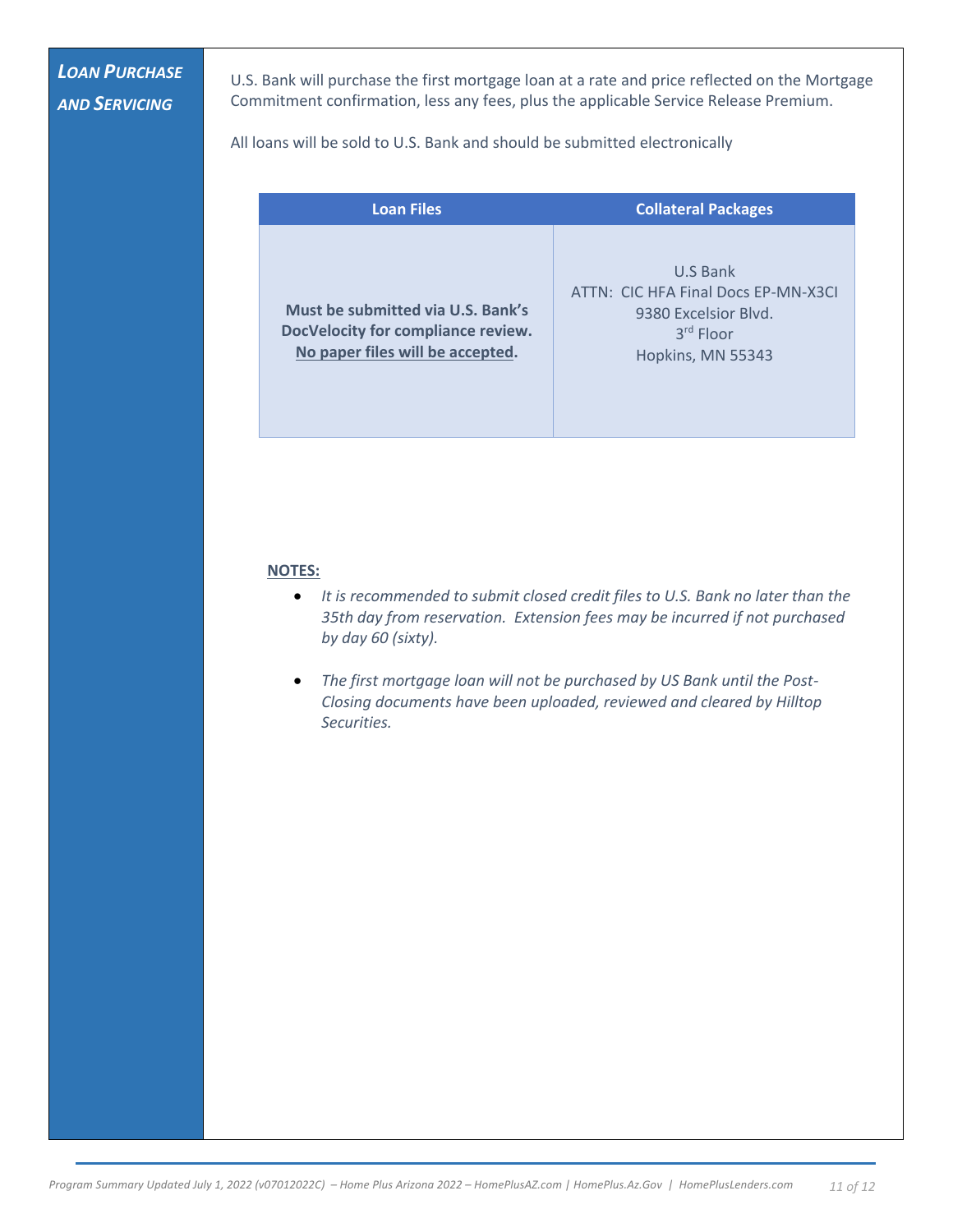## *Loan Purchase and Servicing*

U.S. Bank will purchase the first mortgage loan at a rate and price reflected on the Mortgage Commitment confirmation, less any fees, plus the applicable Service Release Premium.

All loans will be sold to U.S. Bank and should be submitted electronically

| Loan Files | Collateral Packages |
|---|---|
| **Must be submitted via U.S. Bank's DocVelocity for compliance review. No paper files will be accepted.** | U.S Bank<br>ATTN: CIC HFA Final Docs EP-MN-X3CI<br>9380 Excelsior Blvd.<br>3rd Floor<br>Hopkins, MN 55343 |

**NOTES:**

- *It is recommended to submit closed credit files to U.S. Bank no later than the 35th day from reservation. Extension fees may be incurred if not purchased by day 60 (sixty).*

- *The first mortgage loan will not be purchased by US Bank until the Post-Closing documents have been uploaded, reviewed and cleared by Hilltop Securities.*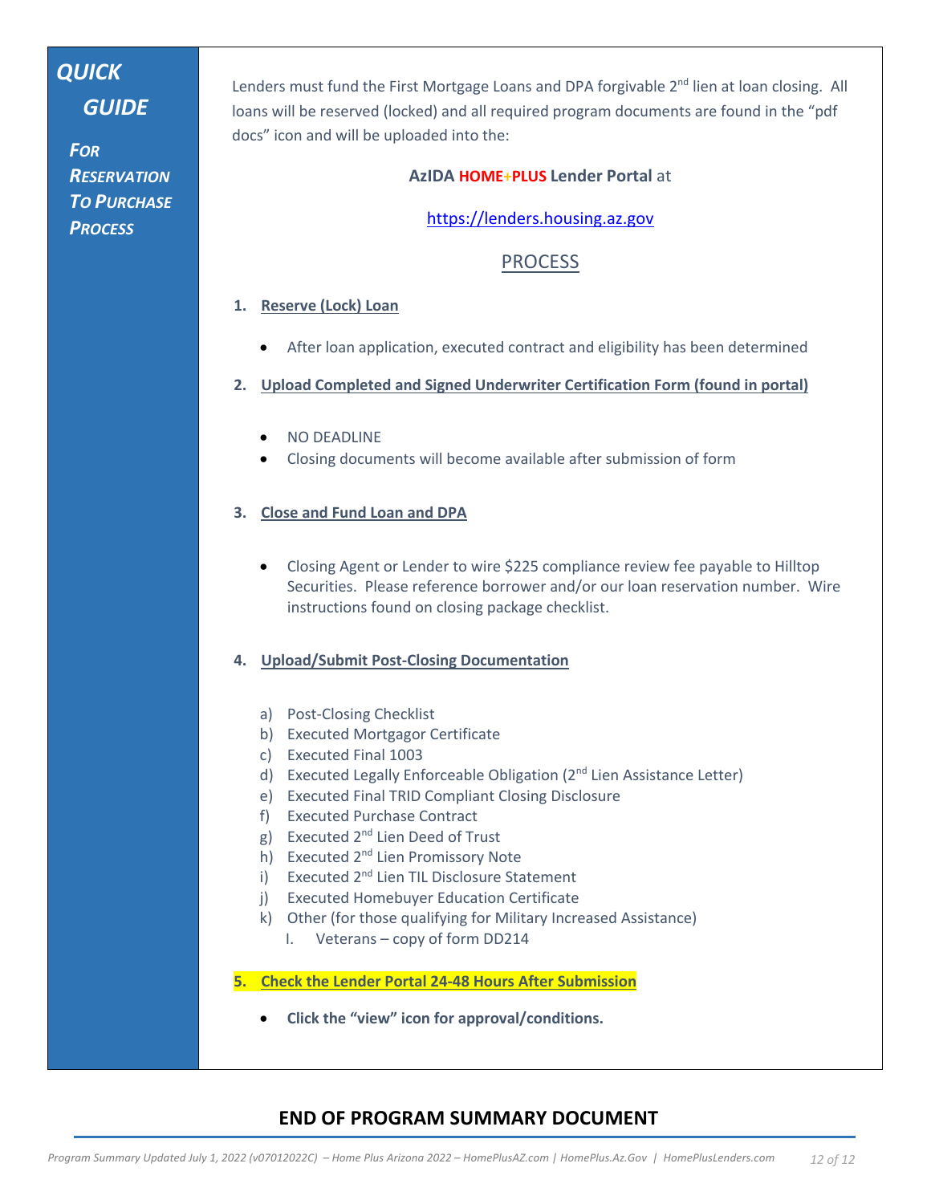# QUICK GUIDE

## FOR RESERVATION TO PURCHASE PROCESS

Lenders must fund the First Mortgage Loans and DPA forgivable 2nd lien at loan closing. All loans will be reserved (locked) and all required program documents are found in the "pdf docs" icon and will be uploaded into the:

**AzIDA HOME+PLUS Lender Portal** at

https://lenders.housing.az.gov

## PROCESS

1. **Reserve (Lock) Loan**

   - After loan application, executed contract and eligibility has been determined

2. **Upload Completed and Signed Underwriter Certification Form (found in portal)**

   - NO DEADLINE
   - Closing documents will become available after submission of form

3. **Close and Fund Loan and DPA**

   - Closing Agent or Lender to wire $225 compliance review fee payable to Hilltop Securities. Please reference borrower and/or our loan reservation number. Wire instructions found on closing package checklist.

4. **Upload/Submit Post-Closing Documentation**

   a) Post-Closing Checklist
   b) Executed Mortgagor Certificate
   c) Executed Final 1003
   d) Executed Legally Enforceable Obligation (2nd Lien Assistance Letter)
   e) Executed Final TRID Compliant Closing Disclosure
   f) Executed Purchase Contract
   g) Executed 2nd Lien Deed of Trust
   h) Executed 2nd Lien Promissory Note
   i) Executed 2nd Lien TIL Disclosure Statement
   j) Executed Homebuyer Education Certificate
   k) Other (for those qualifying for Military Increased Assistance)
      I. Veterans – copy of form DD214

5. **Check the Lender Portal 24-48 Hours After Submission**

   - **Click the "view" icon for approval/conditions.**

**END OF PROGRAM SUMMARY DOCUMENT**